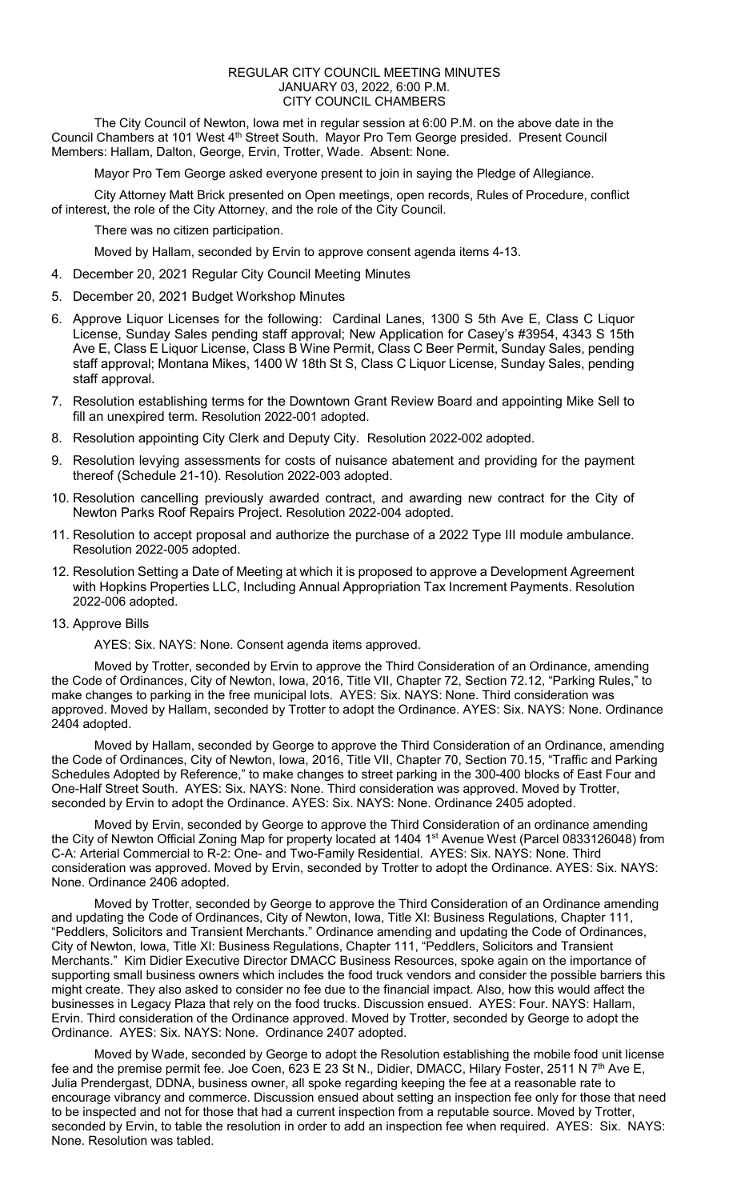# REGULAR CITY COUNCIL MEETING MINUTES
## JANUARY 03, 2022, 6:00 P.M.
## CITY COUNCIL CHAMBERS

The City Council of Newton, Iowa met in regular session at 6:00 P.M. on the above date in the Council Chambers at 101 West 4th Street South. Mayor Pro Tem George presided. Present Council Members: Hallam, Dalton, George, Ervin, Trotter, Wade. Absent: None.

Mayor Pro Tem George asked everyone present to join in saying the Pledge of Allegiance.

City Attorney Matt Brick presented on Open meetings, open records, Rules of Procedure, conflict of interest, the role of the City Attorney, and the role of the City Council.

There was no citizen participation.

Moved by Hallam, seconded by Ervin to approve consent agenda items 4-13.

4. December 20, 2021 Regular City Council Meeting Minutes
5. December 20, 2021 Budget Workshop Minutes
6. Approve Liquor Licenses for the following: Cardinal Lanes, 1300 S 5th Ave E, Class C Liquor License, Sunday Sales pending staff approval; New Application for Casey's #3954, 4343 S 15th Ave E, Class E Liquor License, Class B Wine Permit, Class C Beer Permit, Sunday Sales, pending staff approval; Montana Mikes, 1400 W 18th St S, Class C Liquor License, Sunday Sales, pending staff approval.
7. Resolution establishing terms for the Downtown Grant Review Board and appointing Mike Sell to fill an unexpired term. Resolution 2022-001 adopted.
8. Resolution appointing City Clerk and Deputy City. Resolution 2022-002 adopted.
9. Resolution levying assessments for costs of nuisance abatement and providing for the payment thereof (Schedule 21-10). Resolution 2022-003 adopted.
10. Resolution cancelling previously awarded contract, and awarding new contract for the City of Newton Parks Roof Repairs Project. Resolution 2022-004 adopted.
11. Resolution to accept proposal and authorize the purchase of a 2022 Type III module ambulance. Resolution 2022-005 adopted.
12. Resolution Setting a Date of Meeting at which it is proposed to approve a Development Agreement with Hopkins Properties LLC, Including Annual Appropriation Tax Increment Payments. Resolution 2022-006 adopted.
13. Approve Bills

AYES: Six. NAYS: None. Consent agenda items approved.

Moved by Trotter, seconded by Ervin to approve the Third Consideration of an Ordinance, amending the Code of Ordinances, City of Newton, Iowa, 2016, Title VII, Chapter 72, Section 72.12, "Parking Rules," to make changes to parking in the free municipal lots. AYES: Six. NAYS: None. Third consideration was approved. Moved by Hallam, seconded by Trotter to adopt the Ordinance. AYES: Six. NAYS: None. Ordinance 2404 adopted.

Moved by Hallam, seconded by George to approve the Third Consideration of an Ordinance, amending the Code of Ordinances, City of Newton, Iowa, 2016, Title VII, Chapter 70, Section 70.15, "Traffic and Parking Schedules Adopted by Reference," to make changes to street parking in the 300-400 blocks of East Four and One-Half Street South. AYES: Six. NAYS: None. Third consideration was approved. Moved by Trotter, seconded by Ervin to adopt the Ordinance. AYES: Six. NAYS: None. Ordinance 2405 adopted.

Moved by Ervin, seconded by George to approve the Third Consideration of an ordinance amending the City of Newton Official Zoning Map for property located at 1404 1st Avenue West (Parcel 0833126048) from C-A: Arterial Commercial to R-2: One- and Two-Family Residential. AYES: Six. NAYS: None. Third consideration was approved. Moved by Ervin, seconded by Trotter to adopt the Ordinance. AYES: Six. NAYS: None. Ordinance 2406 adopted.

Moved by Trotter, seconded by George to approve the Third Consideration of an Ordinance amending and updating the Code of Ordinances, City of Newton, Iowa, Title XI: Business Regulations, Chapter 111, "Peddlers, Solicitors and Transient Merchants." Ordinance amending and updating the Code of Ordinances, City of Newton, Iowa, Title XI: Business Regulations, Chapter 111, "Peddlers, Solicitors and Transient Merchants." Kim Didier Executive Director DMACC Business Resources, spoke again on the importance of supporting small business owners which includes the food truck vendors and consider the possible barriers this might create. They also asked to consider no fee due to the financial impact. Also, how this would affect the businesses in Legacy Plaza that rely on the food trucks. Discussion ensued. AYES: Four. NAYS: Hallam, Ervin. Third consideration of the Ordinance approved. Moved by Trotter, seconded by George to adopt the Ordinance. AYES: Six. NAYS: None. Ordinance 2407 adopted.

Moved by Wade, seconded by George to adopt the Resolution establishing the mobile food unit license fee and the premise permit fee. Joe Coen, 623 E 23 St N., Didier, DMACC, Hilary Foster, 2511 N 7th Ave E, Julia Prendergast, DDNA, business owner, all spoke regarding keeping the fee at a reasonable rate to encourage vibrancy and commerce. Discussion ensued about setting an inspection fee only for those that need to be inspected and not for those that had a current inspection from a reputable source. Moved by Trotter, seconded by Ervin, to table the resolution in order to add an inspection fee when required. AYES: Six. NAYS: None. Resolution was tabled.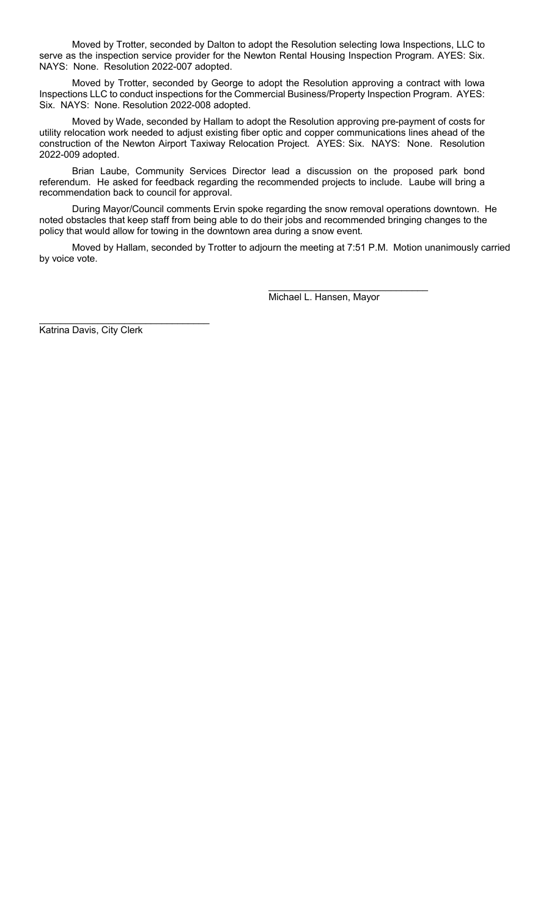Moved by Trotter, seconded by Dalton to adopt the Resolution selecting Iowa Inspections, LLC to serve as the inspection service provider for the Newton Rental Housing Inspection Program. AYES: Six. NAYS: None. Resolution 2022-007 adopted.

Moved by Trotter, seconded by George to adopt the Resolution approving a contract with Iowa Inspections LLC to conduct inspections for the Commercial Business/Property Inspection Program. AYES: Six. NAYS: None. Resolution 2022-008 adopted.

Moved by Wade, seconded by Hallam to adopt the Resolution approving pre-payment of costs for utility relocation work needed to adjust existing fiber optic and copper communications lines ahead of the construction of the Newton Airport Taxiway Relocation Project. AYES: Six. NAYS: None. Resolution 2022-009 adopted.

Brian Laube, Community Services Director lead a discussion on the proposed park bond referendum. He asked for feedback regarding the recommended projects to include. Laube will bring a recommendation back to council for approval.

During Mayor/Council comments Ervin spoke regarding the snow removal operations downtown. He noted obstacles that keep staff from being able to do their jobs and recommended bringing changes to the policy that would allow for towing in the downtown area during a snow event.

Moved by Hallam, seconded by Trotter to adjourn the meeting at 7:51 P.M. Motion unanimously carried by voice vote.

\_\_\_\_\_\_\_\_\_\_\_\_\_\_\_\_\_\_\_\_\_\_\_\_\_\_\_\_\_\_

Michael L. Hansen, Mayor

\_\_\_\_\_\_\_\_\_\_\_\_\_\_\_\_\_\_\_\_\_\_\_\_\_\_\_\_\_\_

Katrina Davis, City Clerk